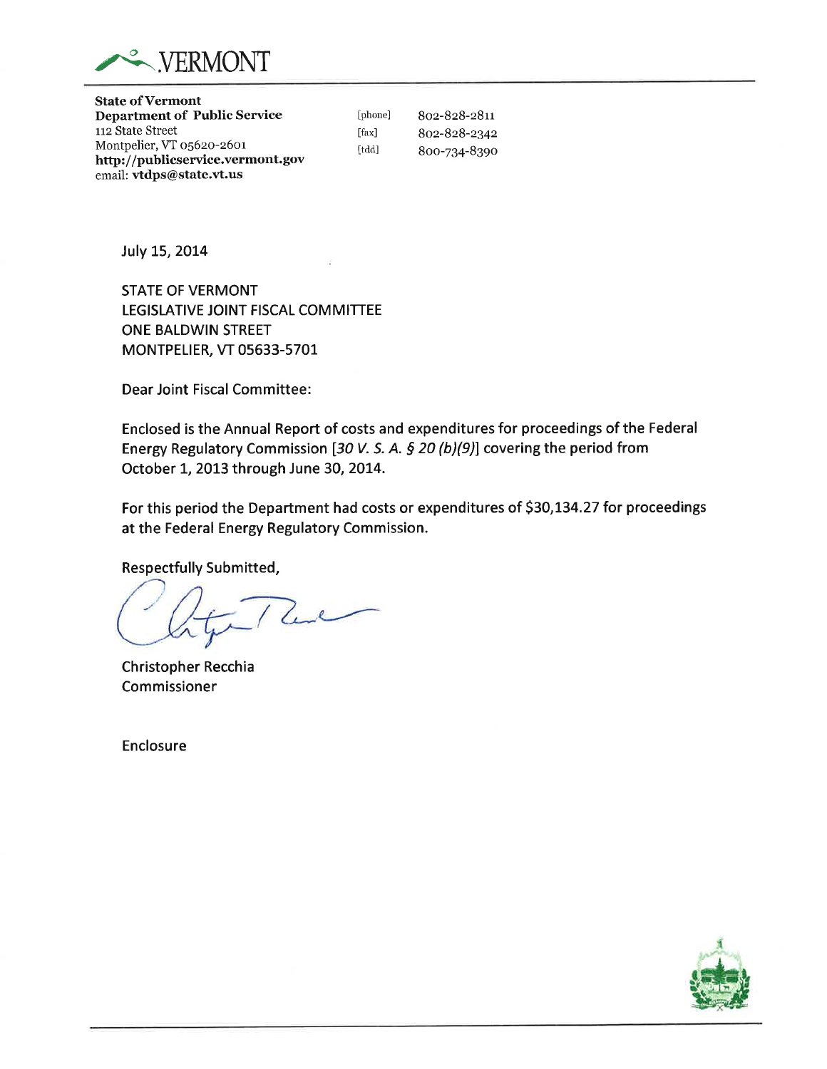VERMONT

**State of Vermont**
**Department of Public Service**
112 State Street
Montpelier, VT 05620-2601
**http://publicservice.vermont.gov**
email: **vtdps@state.vt.us**

[phone] 802-828-2811
[fax] 802-828-2342
[tdd] 800-734-8390

July 15, 2014

STATE OF VERMONT
LEGISLATIVE JOINT FISCAL COMMITTEE
ONE BALDWIN STREET
MONTPELIER, VT 05633-5701

Dear Joint Fiscal Committee:

Enclosed is the Annual Report of costs and expenditures for proceedings of the Federal Energy Regulatory Commission [*30 V. S. A. § 20 (b)(9)*] covering the period from October 1, 2013 through June 30, 2014.

For this period the Department had costs or expenditures of $30,134.27 for proceedings at the Federal Energy Regulatory Commission.

Respectfully Submitted,

Christopher Recchia
Commissioner

Enclosure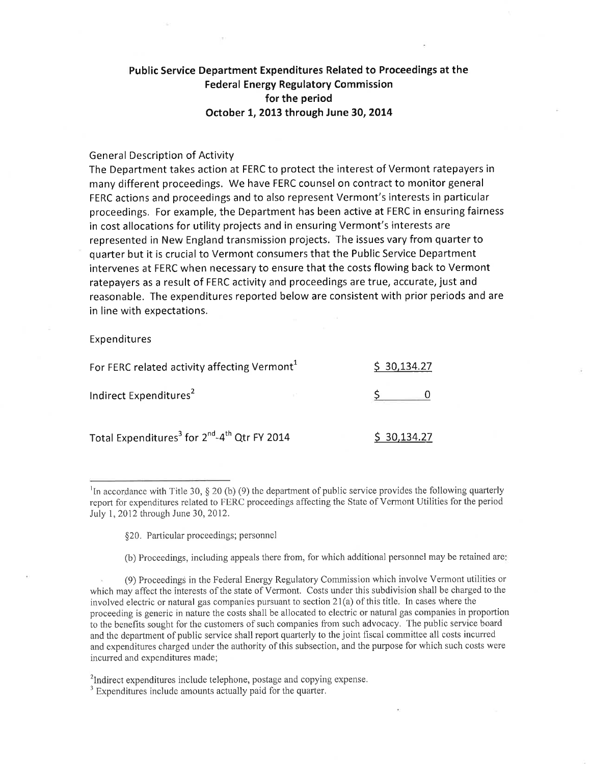## Public Service Department Expenditures Related to Proceedings at the Federal Energy Regulatory Commission for the period October 1, 2013 through June 30, 2014

General Description of Activity

The Department takes action at FERC to protect the interest of Vermont ratepayers in many different proceedings. We have FERC counsel on contract to monitor general FERC actions and proceedings and to also represent Vermont's interests in particular proceedings. For example, the Department has been active at FERC in ensuring fairness in cost allocations for utility projects and in ensuring Vermont's interests are represented in New England transmission projects. The issues vary from quarter to quarter but it is crucial to Vermont consumers that the Public Service Department intervenes at FERC when necessary to ensure that the costs flowing back to Vermont ratepayers as a result of FERC activity and proceedings are true, accurate, just and reasonable. The expenditures reported below are consistent with prior periods and are in line with expectations.

Expenditures

| | |
|---|---|
| For FERC related activity affecting Vermont[1] | $ 30,134.27 |
| Indirect Expenditures[2] | $ 0 |
| Total Expenditures[3] for 2nd-4th Qtr FY 2014 | $ 30,134.27 |

---

[1]In accordance with Title 30, § 20 (b) (9) the department of public service provides the following quarterly report for expenditures related to FERC proceedings affecting the State of Vermont Utilities for the period July 1, 2012 through June 30, 2012.

§20. Particular proceedings; personnel

(b) Proceedings, including appeals there from, for which additional personnel may be retained are:

(9) Proceedings in the Federal Energy Regulatory Commission which involve Vermont utilities or which may affect the interests of the state of Vermont. Costs under this subdivision shall be charged to the involved electric or natural gas companies pursuant to section 21(a) of this title. In cases where the proceeding is generic in nature the costs shall be allocated to electric or natural gas companies in proportion to the benefits sought for the customers of such companies from such advocacy. The public service board and the department of public service shall report quarterly to the joint fiscal committee all costs incurred and expenditures charged under the authority of this subsection, and the purpose for which such costs were incurred and expenditures made;

[2]Indirect expenditures include telephone, postage and copying expense.

[3] Expenditures include amounts actually paid for the quarter.